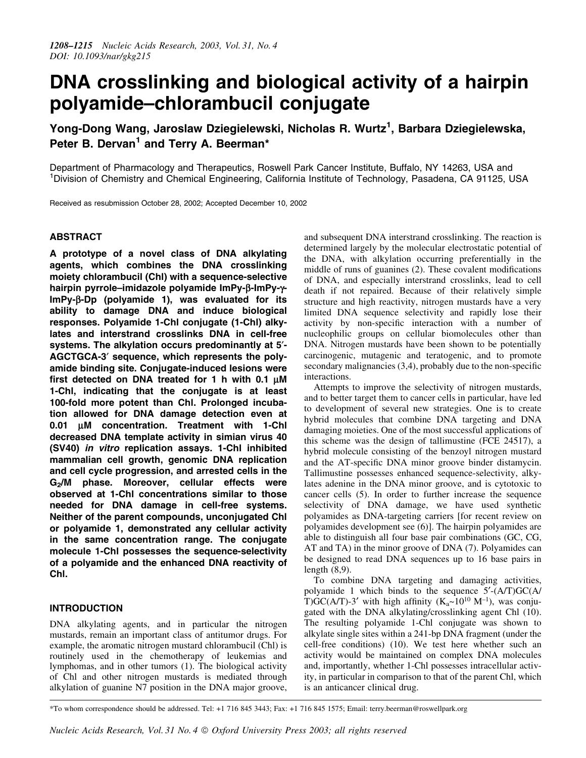# DNA crosslinking and biological activity of a hairpin polyamide–chlorambucil conjugate

Yong-Dong Wang, Jaroslaw Dziegielewski, Nicholas R. Wurtz[1], Barbara Dziegielewska, Peter B. Dervan[1] and Terry A. Beerman*

Department of Pharmacology and Therapeutics, Roswell Park Cancer Institute, Buffalo, NY 14263, USA and [1]Division of Chemistry and Chemical Engineering, California Institute of Technology, Pasadena, CA 91125, USA

Received as resubmission October 28, 2002; Accepted December 10, 2002

## ABSTRACT

**A prototype of a novel class of DNA alkylating agents, which combines the DNA crosslinking moiety chlorambucil (Chl) with a sequence-selective hairpin pyrrole–imidazole polyamide ImPy-β-ImPy-γ-ImPy-β-Dp (polyamide 1), was evaluated for its ability to damage DNA and induce biological responses. Polyamide 1-Chl conjugate (1-Chl) alkylates and interstrand crosslinks DNA in cell-free systems. The alkylation occurs predominantly at 5′-AGCTGCA-3′ sequence, which represents the polyamide binding site. Conjugate-induced lesions were first detected on DNA treated for 1 h with 0.1 μM 1-Chl, indicating that the conjugate is at least 100-fold more potent than Chl. Prolonged incubation allowed for DNA damage detection even at 0.01 μM concentration. Treatment with 1-Chl decreased DNA template activity in simian virus 40 (SV40) *in vitro* replication assays. 1-Chl inhibited mammalian cell growth, genomic DNA replication and cell cycle progression, and arrested cells in the $G_2$/M phase. Moreover, cellular effects were observed at 1-Chl concentrations similar to those needed for DNA damage in cell-free systems. Neither of the parent compounds, unconjugated Chl or polyamide 1, demonstrated any cellular activity in the same concentration range. The conjugate molecule 1-Chl possesses the sequence-selectivity of a polyamide and the enhanced DNA reactivity of Chl.**

## INTRODUCTION

DNA alkylating agents, and in particular the nitrogen mustards, remain an important class of antitumor drugs. For example, the aromatic nitrogen mustard chlorambucil (Chl) is routinely used in the chemotherapy of leukemias and lymphomas, and in other tumors (1). The biological activity of Chl and other nitrogen mustards is mediated through alkylation of guanine N7 position in the DNA major groove, and subsequent DNA interstrand crosslinking. The reaction is determined largely by the molecular electrostatic potential of the DNA, with alkylation occurring preferentially in the middle of runs of guanines (2). These covalent modifications of DNA, and especially interstrand crosslinks, lead to cell death if not repaired. Because of their relatively simple structure and high reactivity, nitrogen mustards have a very limited DNA sequence selectivity and rapidly lose their activity by non-specific interaction with a number of nucleophilic groups on cellular biomolecules other than DNA. Nitrogen mustards have been shown to be potentially carcinogenic, mutagenic and teratogenic, and to promote secondary malignancies (3,4), probably due to the non-specific interactions.

Attempts to improve the selectivity of nitrogen mustards, and to better target them to cancer cells in particular, have led to development of several new strategies. One is to create hybrid molecules that combine DNA targeting and DNA damaging moieties. One of the most successful applications of this scheme was the design of tallimustine (FCE 24517), a hybrid molecule consisting of the benzoyl nitrogen mustard and the AT-specific DNA minor groove binder distamycin. Tallimustine possesses enhanced sequence-selectivity, alkylates adenine in the DNA minor groove, and is cytotoxic to cancer cells (5). In order to further increase the sequence selectivity of DNA damage, we have used synthetic polyamides as DNA-targeting carriers [for recent review on polyamides development see (6)]. The hairpin polyamides are able to distinguish all four base pair combinations (GC, CG, AT and TA) in the minor groove of DNA (7). Polyamides can be designed to read DNA sequences up to 16 base pairs in length (8,9).

To combine DNA targeting and damaging activities, polyamide 1 which binds to the sequence 5′-(A/T)GC(A/T)GC(A/T)-3′ with high affinity ($K_a$~$10^{10}$ $M^{-1}$), was conjugated with the DNA alkylating/crosslinking agent Chl (10). The resulting polyamide 1-Chl conjugate was shown to alkylate single sites within a 241-bp DNA fragment (under the cell-free conditions) (10). We test here whether such an activity would be maintained on complex DNA molecules and, importantly, whether 1-Chl possesses intracellular activity, in particular in comparison to that of the parent Chl, which is an anticancer clinical drug.

*To whom correspondence should be addressed. Tel: +1 716 845 3443; Fax: +1 716 845 1575; Email: terry.beerman@roswellpark.org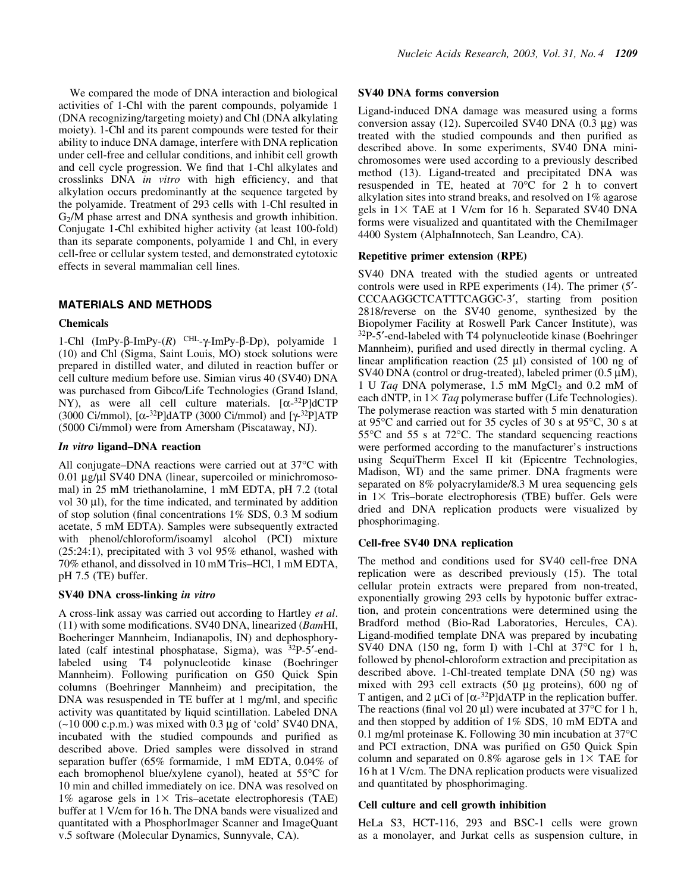We compared the mode of DNA interaction and biological activities of 1-Chl with the parent compounds, polyamide 1 (DNA recognizing/targeting moiety) and Chl (DNA alkylating moiety). 1-Chl and its parent compounds were tested for their ability to induce DNA damage, interfere with DNA replication under cell-free and cellular conditions, and inhibit cell growth and cell cycle progression. We find that 1-Chl alkylates and crosslinks DNA *in vitro* with high efficiency, and that alkylation occurs predominantly at the sequence targeted by the polyamide. Treatment of 293 cells with 1-Chl resulted in $G_2$/M phase arrest and DNA synthesis and growth inhibition. Conjugate 1-Chl exhibited higher activity (at least 100-fold) than its separate components, polyamide 1 and Chl, in every cell-free or cellular system tested, and demonstrated cytotoxic effects in several mammalian cell lines.

## MATERIALS AND METHODS

### Chemicals

1-Chl (ImPy-β-ImPy-(*R*) $^{\text{CHL}}$-γ-ImPy-β-Dp), polyamide 1 (10) and Chl (Sigma, Saint Louis, MO) stock solutions were prepared in distilled water, and diluted in reaction buffer or cell culture medium before use. Simian virus 40 (SV40) DNA was purchased from Gibco/Life Technologies (Grand Island, NY), as were all cell culture materials. [α-$^{32}$P]dCTP (3000 Ci/mmol), [α-$^{32}$P]dATP (3000 Ci/mmol) and [γ-$^{32}$P]ATP (5000 Ci/mmol) were from Amersham (Piscataway, NJ).

### *In vitro* ligand–DNA reaction

All conjugate–DNA reactions were carried out at 37°C with 0.01 μg/μl SV40 DNA (linear, supercoiled or minichromosomal) in 25 mM triethanolamine, 1 mM EDTA, pH 7.2 (total vol 30 μl), for the time indicated, and terminated by addition of stop solution (final concentrations 1% SDS, 0.3 M sodium acetate, 5 mM EDTA). Samples were subsequently extracted with phenol/chloroform/isoamyl alcohol (PCI) mixture (25:24:1), precipitated with 3 vol 95% ethanol, washed with 70% ethanol, and dissolved in 10 mM Tris–HCl, 1 mM EDTA, pH 7.5 (TE) buffer.

### SV40 DNA cross-linking *in vitro*

A cross-link assay was carried out according to Hartley *et al*. (11) with some modifications. SV40 DNA, linearized (*Bam*HI, Boeheringer Mannheim, Indianapolis, IN) and dephosphorylated (calf intestinal phosphatase, Sigma), was $^{32}$P-5′-end-labeled using T4 polynucleotide kinase (Boehringer Mannheim). Following purification on G50 Quick Spin columns (Boehringer Mannheim) and precipitation, the DNA was resuspended in TE buffer at 1 mg/ml, and specific activity was quantitated by liquid scintillation. Labeled DNA (~10 000 c.p.m.) was mixed with 0.3 μg of 'cold' SV40 DNA, incubated with the studied compounds and purified as described above. Dried samples were dissolved in strand separation buffer (65% formamide, 1 mM EDTA, 0.04% of each bromophenol blue/xylene cyanol), heated at 55°C for 10 min and chilled immediately on ice. DNA was resolved on 1% agarose gels in 1× Tris–acetate electrophoresis (TAE) buffer at 1 V/cm for 16 h. The DNA bands were visualized and quantitated with a PhosphorImager Scanner and ImageQuant v.5 software (Molecular Dynamics, Sunnyvale, CA).

### SV40 DNA forms conversion

Ligand-induced DNA damage was measured using a forms conversion assay (12). Supercoiled SV40 DNA (0.3 μg) was treated with the studied compounds and then purified as described above. In some experiments, SV40 DNA minichromosomes were used according to a previously described method (13). Ligand-treated and precipitated DNA was resuspended in TE, heated at 70°C for 2 h to convert alkylation sites into strand breaks, and resolved on 1% agarose gels in 1× TAE at 1 V/cm for 16 h. Separated SV40 DNA forms were visualized and quantitated with the ChemiImager 4400 System (AlphaInnotech, San Leandro, CA).

### Repetitive primer extension (RPE)

SV40 DNA treated with the studied agents or untreated controls were used in RPE experiments (14). The primer (5′-CCCAAGGCTCATTTCAGGC-3′, starting from position 2818/reverse on the SV40 genome, synthesized by the Biopolymer Facility at Roswell Park Cancer Institute), was $^{32}$P-5′-end-labeled with T4 polynucleotide kinase (Boehringer Mannheim), purified and used directly in thermal cycling. A linear amplification reaction (25 μl) consisted of 100 ng of SV40 DNA (control or drug-treated), labeled primer (0.5 μM), 1 U *Taq* DNA polymerase, 1.5 mM $MgCl_2$ and 0.2 mM of each dNTP, in 1× *Taq* polymerase buffer (Life Technologies). The polymerase reaction was started with 5 min denaturation at 95°C and carried out for 35 cycles of 30 s at 95°C, 30 s at 55°C and 55 s at 72°C. The standard sequencing reactions were performed according to the manufacturer's instructions using SequiTherm Excel II kit (Epicentre Technologies, Madison, WI) and the same primer. DNA fragments were separated on 8% polyacrylamide/8.3 M urea sequencing gels in 1× Tris–borate electrophoresis (TBE) buffer. Gels were dried and DNA replication products were visualized by phosphorimaging.

### Cell-free SV40 DNA replication

The method and conditions used for SV40 cell-free DNA replication were as described previously (15). The total cellular protein extracts were prepared from non-treated, exponentially growing 293 cells by hypotonic buffer extraction, and protein concentrations were determined using the Bradford method (Bio-Rad Laboratories, Hercules, CA). Ligand-modified template DNA was prepared by incubating SV40 DNA (150 ng, form I) with 1-Chl at 37°C for 1 h, followed by phenol-chloroform extraction and precipitation as described above. 1-Chl-treated template DNA (50 ng) was mixed with 293 cell extracts (50 μg proteins), 600 ng of T antigen, and 2 μCi of [α-$^{32}$P]dATP in the replication buffer. The reactions (final vol 20 μl) were incubated at 37°C for 1 h, and then stopped by addition of 1% SDS, 10 mM EDTA and 0.1 mg/ml proteinase K. Following 30 min incubation at 37°C and PCI extraction, DNA was purified on G50 Quick Spin column and separated on 0.8% agarose gels in 1× TAE for 16 h at 1 V/cm. The DNA replication products were visualized and quantitated by phosphorimaging.

### Cell culture and cell growth inhibition

HeLa S3, HCT-116, 293 and BSC-1 cells were grown as a monolayer, and Jurkat cells as suspension culture, in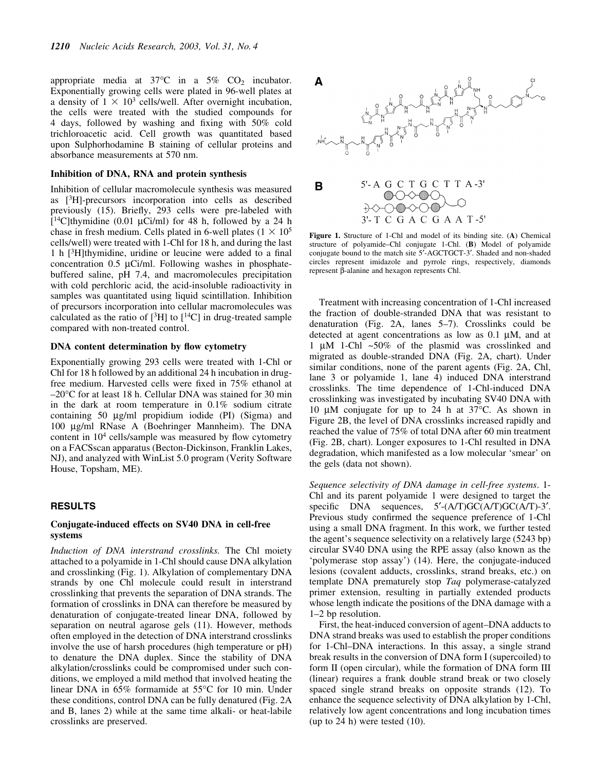appropriate media at 37°C in a 5% $CO_2$ incubator. Exponentially growing cells were plated in 96-well plates at a density of $1 \times 10^3$ cells/well. After overnight incubation, the cells were treated with the studied compounds for 4 days, followed by washing and fixing with 50% cold trichloroacetic acid. Cell growth was quantitated based upon Sulphorhodamine B staining of cellular proteins and absorbance measurements at 570 nm.

### Inhibition of DNA, RNA and protein synthesis

Inhibition of cellular macromolecule synthesis was measured as [$^3$H]-precursors incorporation into cells as described previously (15). Briefly, 293 cells were pre-labeled with [$^{14}$C]thymidine (0.01 μCi/ml) for 48 h, followed by a 24 h chase in fresh medium. Cells plated in 6-well plates ($1 \times 10^5$ cells/well) were treated with 1-Chl for 18 h, and during the last 1 h [$^3$H]thymidine, uridine or leucine were added to a final concentration 0.5 μCi/ml. Following washes in phosphate-buffered saline, pH 7.4, and macromolecules precipitation with cold perchloric acid, the acid-insoluble radioactivity in samples was quantitated using liquid scintillation. Inhibition of precursors incorporation into cellular macromolecules was calculated as the ratio of [$^3$H] to [$^{14}$C] in drug-treated sample compared with non-treated control.

### DNA content determination by flow cytometry

Exponentially growing 293 cells were treated with 1-Chl or Chl for 18 h followed by an additional 24 h incubation in drug-free medium. Harvested cells were fixed in 75% ethanol at –20°C for at least 18 h. Cellular DNA was stained for 30 min in the dark at room temperature in 0.1% sodium citrate containing 50 μg/ml propidium iodide (PI) (Sigma) and 100 μg/ml RNase A (Boehringer Mannheim). The DNA content in $10^4$ cells/sample was measured by flow cytometry on a FACSscan apparatus (Becton-Dickinson, Franklin Lakes, NJ), and analyzed with WinList 5.0 program (Verity Software House, Topsham, ME).

## RESULTS

### Conjugate-induced effects on SV40 DNA in cell-free systems

*Induction of DNA interstrand crosslinks.* The Chl moiety attached to a polyamide in 1-Chl should cause DNA alkylation and crosslinking (Fig. 1). Alkylation of complementary DNA strands by one Chl molecule could result in interstrand crosslinking that prevents the separation of DNA strands. The formation of crosslinks in DNA can therefore be measured by denaturation of conjugate-treated linear DNA, followed by separation on neutral agarose gels (11). However, methods often employed in the detection of DNA interstrand crosslinks involve the use of harsh procedures (high temperature or pH) to denature the DNA duplex. Since the stability of DNA alkylation/crosslinks could be compromised under such conditions, we employed a mild method that involved heating the linear DNA in 65% formamide at 55°C for 10 min. Under these conditions, control DNA can be fully denatured (Fig. 2A and B, lanes 2) while at the same time alkali- or heat-labile crosslinks are preserved.

**Figure 1.** Structure of 1-Chl and model of its binding site. (**A**) Chemical structure of polyamide–Chl conjugate 1-Chl. (**B**) Model of polyamide conjugate bound to the match site 5′-AGCTGCT-3′. Shaded and non-shaded circles represent imidazole and pyrrole rings, respectively, diamonds represent β-alanine and hexagon represents Chl.

Treatment with increasing concentration of 1-Chl increased the fraction of double-stranded DNA that was resistant to denaturation (Fig. 2A, lanes 5–7). Crosslinks could be detected at agent concentrations as low as 0.1 μM, and at 1 μM 1-Chl ~50% of the plasmid was crosslinked and migrated as double-stranded DNA (Fig. 2A, chart). Under similar conditions, none of the parent agents (Fig. 2A, Chl, lane 3 or polyamide 1, lane 4) induced DNA interstrand crosslinks. The time dependence of 1-Chl-induced DNA crosslinking was investigated by incubating SV40 DNA with 10 μM conjugate for up to 24 h at 37°C. As shown in Figure 2B, the level of DNA crosslinks increased rapidly and reached the value of 75% of total DNA after 60 min treatment (Fig. 2B, chart). Longer exposures to 1-Chl resulted in DNA degradation, which manifested as a low molecular 'smear' on the gels (data not shown).

*Sequence selectivity of DNA damage in cell-free systems*. 1-Chl and its parent polyamide 1 were designed to target the specific DNA sequences, 5′-(A/T)GC(A/T)GC(A/T)-3′. Previous study confirmed the sequence preference of 1-Chl using a small DNA fragment. In this work, we further tested the agent's sequence selectivity on a relatively large (5243 bp) circular SV40 DNA using the RPE assay (also known as the 'polymerase stop assay') (14). Here, the conjugate-induced lesions (covalent adducts, crosslinks, strand breaks, etc.) on template DNA prematurely stop *Taq* polymerase-catalyzed primer extension, resulting in partially extended products whose length indicate the positions of the DNA damage with a 1–2 bp resolution.

First, the heat-induced conversion of agent–DNA adducts to DNA strand breaks was used to establish the proper conditions for 1-Chl–DNA interactions. In this assay, a single strand break results in the conversion of DNA form I (supercoiled) to form II (open circular), while the formation of DNA form III (linear) requires a frank double strand break or two closely spaced single strand breaks on opposite strands (12). To enhance the sequence selectivity of DNA alkylation by 1-Chl, relatively low agent concentrations and long incubation times (up to 24 h) were tested (10).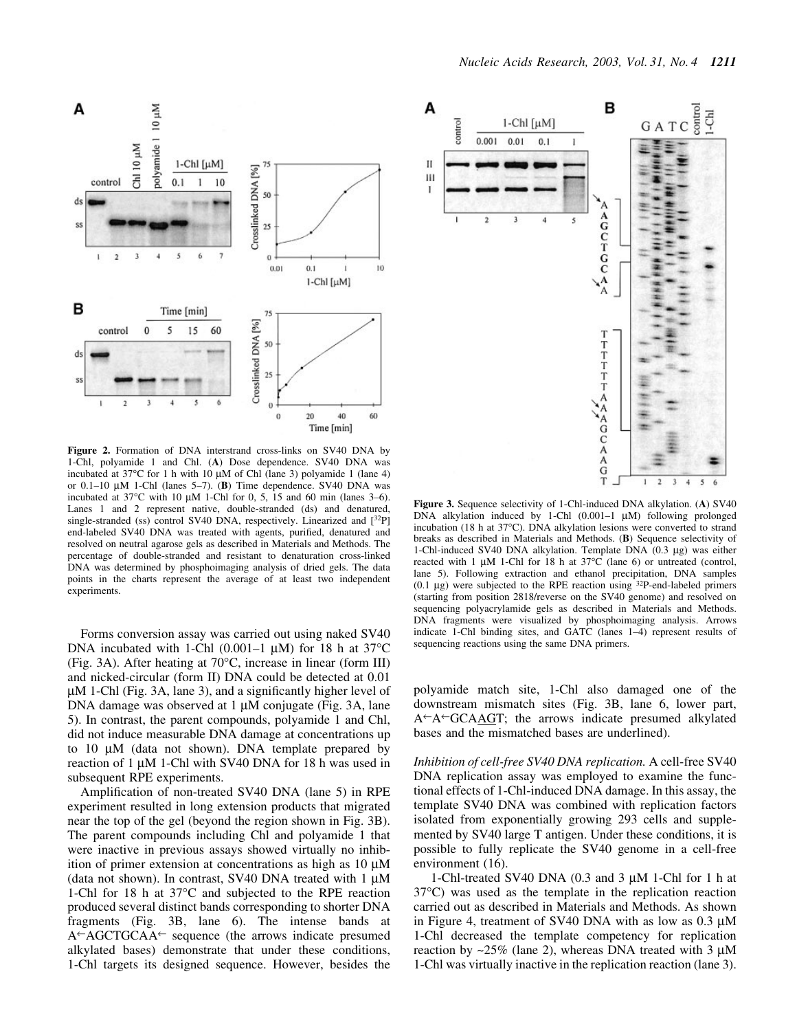**Figure 2.** Formation of DNA interstrand cross-links on SV40 DNA by 1-Chl, polyamide 1 and Chl. (**A**) Dose dependence. SV40 DNA was incubated at 37°C for 1 h with 10 μM of Chl (lane 3) polyamide 1 (lane 4) or 0.1–10 μM 1-Chl (lanes 5–7). (**B**) Time dependence. SV40 DNA was incubated at 37°C with 10 μM 1-Chl for 0, 5, 15 and 60 min (lanes 3–6). Lanes 1 and 2 represent native, double-stranded (ds) and denatured, single-stranded (ss) control SV40 DNA, respectively. Linearized and [$^{32}$P] end-labeled SV40 DNA was treated with agents, purified, denatured and resolved on neutral agarose gels as described in Materials and Methods. The percentage of double-stranded and resistant to denaturation cross-linked DNA was determined by phosphoimaging analysis of dried gels. The data points in the charts represent the average of at least two independent experiments.

Forms conversion assay was carried out using naked SV40 DNA incubated with 1-Chl (0.001–1 μM) for 18 h at 37°C (Fig. 3A). After heating at 70°C, increase in linear (form III) and nicked-circular (form II) DNA could be detected at 0.01 μM 1-Chl (Fig. 3A, lane 3), and a significantly higher level of DNA damage was observed at 1 μM conjugate (Fig. 3A, lane 5). In contrast, the parent compounds, polyamide 1 and Chl, did not induce measurable DNA damage at concentrations up to 10 μM (data not shown). DNA template prepared by reaction of 1 μM 1-Chl with SV40 DNA for 18 h was used in subsequent RPE experiments.

Amplification of non-treated SV40 DNA (lane 5) in RPE experiment resulted in long extension products that migrated near the top of the gel (beyond the region shown in Fig. 3B). The parent compounds including Chl and polyamide 1 that were inactive in previous assays showed virtually no inhibition of primer extension at concentrations as high as 10 μM (data not shown). In contrast, SV40 DNA treated with 1 μM 1-Chl for 18 h at 37°C and subjected to the RPE reaction produced several distinct bands corresponding to shorter DNA fragments (Fig. 3B, lane 6). The intense bands at A←AGCTGCAA← sequence (the arrows indicate presumed alkylated bases) demonstrate that under these conditions, 1-Chl targets its designed sequence. However, besides the polyamide match site, 1-Chl also damaged one of the downstream mismatch sites (Fig. 3B, lane 6, lower part, A←A←GCA<u>AG</u>T; the arrows indicate presumed alkylated bases and the mismatched bases are underlined).

**Figure 3.** Sequence selectivity of 1-Chl-induced DNA alkylation. (**A**) SV40 DNA alkylation induced by 1-Chl (0.001–1 μM) following prolonged incubation (18 h at 37°C). DNA alkylation lesions were converted to strand breaks as described in Materials and Methods. (**B**) Sequence selectivity of 1-Chl-induced SV40 DNA alkylation. Template DNA (0.3 μg) was either reacted with 1 μM 1-Chl for 18 h at 37°C (lane 6) or untreated (control, lane 5). Following extraction and ethanol precipitation, DNA samples (0.1 μg) were subjected to the RPE reaction using $^{32}$P-end-labeled primers (starting from position 2818/reverse on the SV40 genome) and resolved on sequencing polyacrylamide gels as described in Materials and Methods. DNA fragments were visualized by phosphoimaging analysis. Arrows indicate 1-Chl binding sites, and GATC (lanes 1–4) represent results of sequencing reactions using the same DNA primers.

*Inhibition of cell-free SV40 DNA replication.* A cell-free SV40 DNA replication assay was employed to examine the functional effects of 1-Chl-induced DNA damage. In this assay, the template SV40 DNA was combined with replication factors isolated from exponentially growing 293 cells and supplemented by SV40 large T antigen. Under these conditions, it is possible to fully replicate the SV40 genome in a cell-free environment (16).

1-Chl-treated SV40 DNA (0.3 and 3 μM 1-Chl for 1 h at 37°C) was used as the template in the replication reaction carried out as described in Materials and Methods. As shown in Figure 4, treatment of SV40 DNA with as low as 0.3 μM 1-Chl decreased the template competency for replication reaction by ~25% (lane 2), whereas DNA treated with 3 μM 1-Chl was virtually inactive in the replication reaction (lane 3).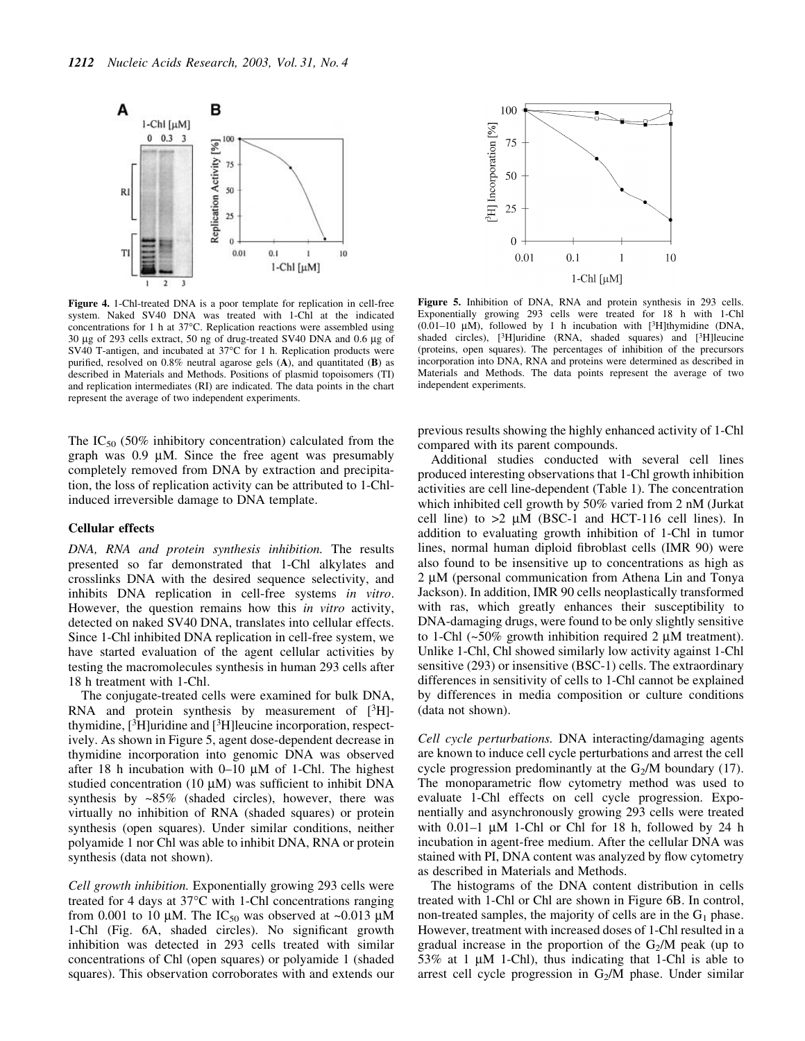**Figure 4.** 1-Chl-treated DNA is a poor template for replication in cell-free system. Naked SV40 DNA was treated with 1-Chl at the indicated concentrations for 1 h at 37°C. Replication reactions were assembled using 30 µg of 293 cells extract, 50 ng of drug-treated SV40 DNA and 0.6 µg of SV40 T-antigen, and incubated at 37°C for 1 h. Replication products were purified, resolved on 0.8% neutral agarose gels (**A**), and quantitated (**B**) as described in Materials and Methods. Positions of plasmid topoisomers (TI) and replication intermediates (RI) are indicated. The data points in the chart represent the average of two independent experiments.

**Figure 5.** Inhibition of DNA, RNA and protein synthesis in 293 cells. Exponentially growing 293 cells were treated for 18 h with 1-Chl (0.01–10 µM), followed by 1 h incubation with [$^3$H]thymidine (DNA, shaded circles), [$^3$H]uridine (RNA, shaded squares) and [$^3$H]leucine (proteins, open squares). The percentages of inhibition of the precursors incorporation into DNA, RNA and proteins were determined as described in Materials and Methods. The data points represent the average of two independent experiments.

The $IC_{50}$ (50% inhibitory concentration) calculated from the graph was 0.9 µM. Since the free agent was presumably completely removed from DNA by extraction and precipitation, the loss of replication activity can be attributed to 1-Chl-induced irreversible damage to DNA template.

### Cellular effects

*DNA, RNA and protein synthesis inhibition.* The results presented so far demonstrated that 1-Chl alkylates and crosslinks DNA with the desired sequence selectivity, and inhibits DNA replication in cell-free systems *in vitro*. However, the question remains how this *in vitro* activity, detected on naked SV40 DNA, translates into cellular effects. Since 1-Chl inhibited DNA replication in cell-free system, we have started evaluation of the agent cellular activities by testing the macromolecules synthesis in human 293 cells after 18 h treatment with 1-Chl.

The conjugate-treated cells were examined for bulk DNA, RNA and protein synthesis by measurement of [$^3$H]-thymidine, [$^3$H]uridine and [$^3$H]leucine incorporation, respectively. As shown in Figure 5, agent dose-dependent decrease in thymidine incorporation into genomic DNA was observed after 18 h incubation with 0–10 µM of 1-Chl. The highest studied concentration (10 µM) was sufficient to inhibit DNA synthesis by ~85% (shaded circles), however, there was virtually no inhibition of RNA (shaded squares) or protein synthesis (open squares). Under similar conditions, neither polyamide 1 nor Chl was able to inhibit DNA, RNA or protein synthesis (data not shown).

*Cell growth inhibition.* Exponentially growing 293 cells were treated for 4 days at 37°C with 1-Chl concentrations ranging from 0.001 to 10 µM. The $IC_{50}$ was observed at ~0.013 µM 1-Chl (Fig. 6A, shaded circles). No significant growth inhibition was detected in 293 cells treated with similar concentrations of Chl (open squares) or polyamide 1 (shaded squares). This observation corroborates with and extends our previous results showing the highly enhanced activity of 1-Chl compared with its parent compounds.

Additional studies conducted with several cell lines produced interesting observations that 1-Chl growth inhibition activities are cell line-dependent (Table 1). The concentration which inhibited cell growth by 50% varied from 2 nM (Jurkat cell line) to >2 µM (BSC-1 and HCT-116 cell lines). In addition to evaluating growth inhibition of 1-Chl in tumor lines, normal human diploid fibroblast cells (IMR 90) were also found to be insensitive up to concentrations as high as 2 µM (personal communication from Athena Lin and Tonya Jackson). In addition, IMR 90 cells neoplastically transformed with ras, which greatly enhances their susceptibility to DNA-damaging drugs, were found to be only slightly sensitive to 1-Chl (~50% growth inhibition required 2 µM treatment). Unlike 1-Chl, Chl showed similarly low activity against 1-Chl sensitive (293) or insensitive (BSC-1) cells. The extraordinary differences in sensitivity of cells to 1-Chl cannot be explained by differences in media composition or culture conditions (data not shown).

*Cell cycle perturbations.* DNA interacting/damaging agents are known to induce cell cycle perturbations and arrest the cell cycle progression predominantly at the $G_2$/M boundary (17). The monoparametric flow cytometry method was used to evaluate 1-Chl effects on cell cycle progression. Exponentially and asynchronously growing 293 cells were treated with 0.01–1 µM 1-Chl or Chl for 18 h, followed by 24 h incubation in agent-free medium. After the cellular DNA was stained with PI, DNA content was analyzed by flow cytometry as described in Materials and Methods.

The histograms of the DNA content distribution in cells treated with 1-Chl or Chl are shown in Figure 6B. In control, non-treated samples, the majority of cells are in the $G_1$ phase. However, treatment with increased doses of 1-Chl resulted in a gradual increase in the proportion of the $G_2$/M peak (up to 53% at 1 µM 1-Chl), thus indicating that 1-Chl is able to arrest cell cycle progression in $G_2$/M phase. Under similar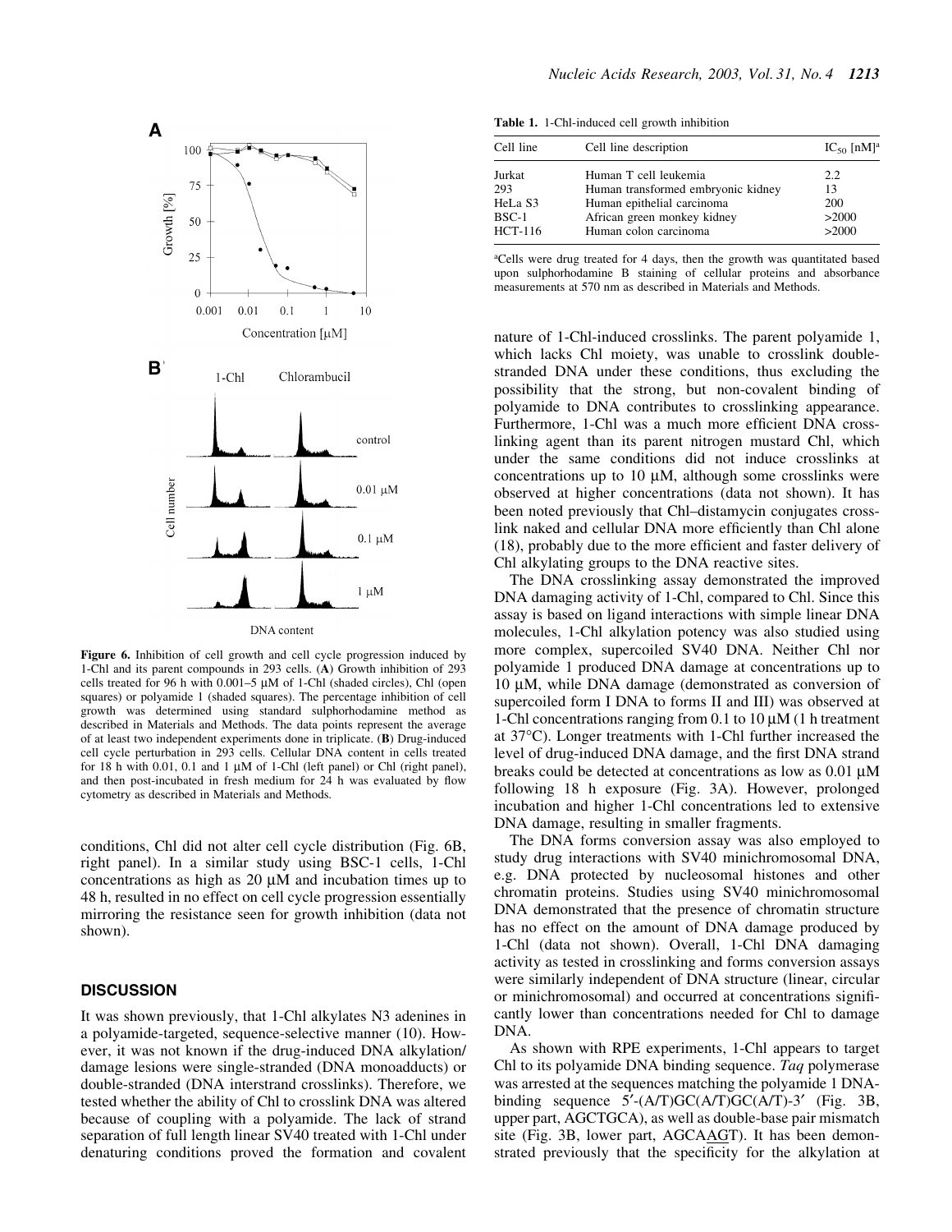**Figure 6.** Inhibition of cell growth and cell cycle progression induced by 1-Chl and its parent compounds in 293 cells. (**A**) Growth inhibition of 293 cells treated for 96 h with 0.001–5 µM of 1-Chl (shaded circles), Chl (open squares) or polyamide 1 (shaded squares). The percentage inhibition of cell growth was determined using standard sulphorhodamine method as described in Materials and Methods. The data points represent the average of at least two independent experiments done in triplicate. (**B**) Drug-induced cell cycle perturbation in 293 cells. Cellular DNA content in cells treated for 18 h with 0.01, 0.1 and 1 µM of 1-Chl (left panel) or Chl (right panel), and then post-incubated in fresh medium for 24 h was evaluated by flow cytometry as described in Materials and Methods.

conditions, Chl did not alter cell cycle distribution (Fig. 6B, right panel). In a similar study using BSC-1 cells, 1-Chl concentrations as high as 20 µM and incubation times up to 48 h, resulted in no effect on cell cycle progression essentially mirroring the resistance seen for growth inhibition (data not shown).

**Table 1.** 1-Chl-induced cell growth inhibition

| Cell line | Cell line description | $IC_{50}$ [nM][a] |
|---|---|---|
| Jurkat | Human T cell leukemia | 2.2 |
| 293 | Human transformed embryonic kidney | 13 |
| HeLa S3 | Human epithelial carcinoma | 200 |
| BSC-1 | African green monkey kidney | >2000 |
| HCT-116 | Human colon carcinoma | >2000 |

[a]Cells were drug treated for 4 days, then the growth was quantitated based upon sulphorhodamine B staining of cellular proteins and absorbance measurements at 570 nm as described in Materials and Methods.

## DISCUSSION

It was shown previously, that 1-Chl alkylates N3 adenines in a polyamide-targeted, sequence-selective manner (10). However, it was not known if the drug-induced DNA alkylation/damage lesions were single-stranded (DNA monoadducts) or double-stranded (DNA interstrand crosslinks). Therefore, we tested whether the ability of Chl to crosslink DNA was altered because of coupling with a polyamide. The lack of strand separation of full length linear SV40 treated with 1-Chl under denaturing conditions proved the formation and covalent nature of 1-Chl-induced crosslinks. The parent polyamide 1, which lacks Chl moiety, was unable to crosslink double-stranded DNA under these conditions, thus excluding the possibility that the strong, but non-covalent binding of polyamide to DNA contributes to crosslinking appearance. Furthermore, 1-Chl was a much more efficient DNA crosslinking agent than its parent nitrogen mustard Chl, which under the same conditions did not induce crosslinks at concentrations up to 10 µM, although some crosslinks were observed at higher concentrations (data not shown). It has been noted previously that Chl–distamycin conjugates crosslink naked and cellular DNA more efficiently than Chl alone (18), probably due to the more efficient and faster delivery of Chl alkylating groups to the DNA reactive sites.

The DNA crosslinking assay demonstrated the improved DNA damaging activity of 1-Chl, compared to Chl. Since this assay is based on ligand interactions with simple linear DNA molecules, 1-Chl alkylation potency was also studied using more complex, supercoiled SV40 DNA. Neither Chl nor polyamide 1 produced DNA damage at concentrations up to 10 µM, while DNA damage (demonstrated as conversion of supercoiled form I DNA to forms II and III) was observed at 1-Chl concentrations ranging from 0.1 to 10 µM (1 h treatment at 37°C). Longer treatments with 1-Chl further increased the level of drug-induced DNA damage, and the first DNA strand breaks could be detected at concentrations as low as 0.01 µM following 18 h exposure (Fig. 3A). However, prolonged incubation and higher 1-Chl concentrations led to extensive DNA damage, resulting in smaller fragments.

The DNA forms conversion assay was also employed to study drug interactions with SV40 minichromosomal DNA, e.g. DNA protected by nucleosomal histones and other chromatin proteins. Studies using SV40 minichromosomal DNA demonstrated that the presence of chromatin structure has no effect on the amount of DNA damage produced by 1-Chl (data not shown). Overall, 1-Chl DNA damaging activity as tested in crosslinking and forms conversion assays were similarly independent of DNA structure (linear, circular or minichromosomal) and occurred at concentrations significantly lower than concentrations needed for Chl to damage DNA.

As shown with RPE experiments, 1-Chl appears to target Chl to its polyamide DNA binding sequence. *Taq* polymerase was arrested at the sequences matching the polyamide 1 DNA-binding sequence 5′-(A/T)GC(A/T)GC(A/T)-3′ (Fig. 3B, upper part, AGCTGCA), as well as double-base pair mismatch site (Fig. 3B, lower part, AGCA<u>AG</u>T). It has been demonstrated previously that the specificity for the alkylation at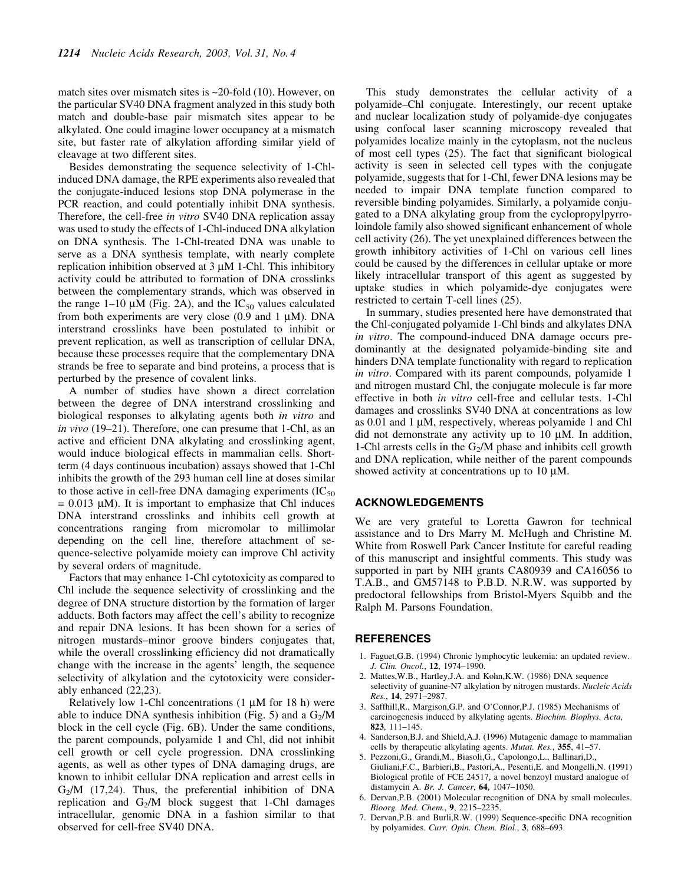match sites over mismatch sites is ~20-fold (10). However, on the particular SV40 DNA fragment analyzed in this study both match and double-base pair mismatch sites appear to be alkylated. One could imagine lower occupancy at a mismatch site, but faster rate of alkylation affording similar yield of cleavage at two different sites.

Besides demonstrating the sequence selectivity of 1-Chl-induced DNA damage, the RPE experiments also revealed that the conjugate-induced lesions stop DNA polymerase in the PCR reaction, and could potentially inhibit DNA synthesis. Therefore, the cell-free *in vitro* SV40 DNA replication assay was used to study the effects of 1-Chl-induced DNA alkylation on DNA synthesis. The 1-Chl-treated DNA was unable to serve as a DNA synthesis template, with nearly complete replication inhibition observed at 3 µM 1-Chl. This inhibitory activity could be attributed to formation of DNA crosslinks between the complementary strands, which was observed in the range 1–10 µM (Fig. 2A), and the $IC_{50}$ values calculated from both experiments are very close (0.9 and 1 µM). DNA interstrand crosslinks have been postulated to inhibit or prevent replication, as well as transcription of cellular DNA, because these processes require that the complementary DNA strands be free to separate and bind proteins, a process that is perturbed by the presence of covalent links.

A number of studies have shown a direct correlation between the degree of DNA interstrand crosslinking and biological responses to alkylating agents both *in vitro* and *in vivo* (19–21). Therefore, one can presume that 1-Chl, as an active and efficient DNA alkylating and crosslinking agent, would induce biological effects in mammalian cells. Short-term (4 days continuous incubation) assays showed that 1-Chl inhibits the growth of the 293 human cell line at doses similar to those active in cell-free DNA damaging experiments ($IC_{50}$ = 0.013 µM). It is important to emphasize that Chl induces DNA interstrand crosslinks and inhibits cell growth at concentrations ranging from micromolar to millimolar depending on the cell line, therefore attachment of sequence-selective polyamide moiety can improve Chl activity by several orders of magnitude.

Factors that may enhance 1-Chl cytotoxicity as compared to Chl include the sequence selectivity of crosslinking and the degree of DNA structure distortion by the formation of larger adducts. Both factors may affect the cell's ability to recognize and repair DNA lesions. It has been shown for a series of nitrogen mustards–minor groove binders conjugates that, while the overall crosslinking efficiency did not dramatically change with the increase in the agents' length, the sequence selectivity of alkylation and the cytotoxicity were considerably enhanced (22,23).

Relatively low 1-Chl concentrations (1 µM for 18 h) were able to induce DNA synthesis inhibition (Fig. 5) and a $G_2$/M block in the cell cycle (Fig. 6B). Under the same conditions, the parent compounds, polyamide 1 and Chl, did not inhibit cell growth or cell cycle progression. DNA crosslinking agents, as well as other types of DNA damaging drugs, are known to inhibit cellular DNA replication and arrest cells in $G_2$/M (17,24). Thus, the preferential inhibition of DNA replication and $G_2$/M block suggest that 1-Chl damages intracellular, genomic DNA in a fashion similar to that observed for cell-free SV40 DNA.

This study demonstrates the cellular activity of a polyamide–Chl conjugate. Interestingly, our recent uptake and nuclear localization study of polyamide-dye conjugates using confocal laser scanning microscopy revealed that polyamides localize mainly in the cytoplasm, not the nucleus of most cell types (25). The fact that significant biological activity is seen in selected cell types with the conjugate polyamide, suggests that for 1-Chl, fewer DNA lesions may be needed to impair DNA template function compared to reversible binding polyamides. Similarly, a polyamide conjugated to a DNA alkylating group from the cyclopropylpyrroloindole family also showed significant enhancement of whole cell activity (26). The yet unexplained differences between the growth inhibitory activities of 1-Chl on various cell lines could be caused by the differences in cellular uptake or more likely intracellular transport of this agent as suggested by uptake studies in which polyamide-dye conjugates were restricted to certain T-cell lines (25).

In summary, studies presented here have demonstrated that the Chl-conjugated polyamide 1-Chl binds and alkylates DNA *in vitro*. The compound-induced DNA damage occurs predominantly at the designated polyamide-binding site and hinders DNA template functionality with regard to replication *in vitro*. Compared with its parent compounds, polyamide 1 and nitrogen mustard Chl, the conjugate molecule is far more effective in both *in vitro* cell-free and cellular tests. 1-Chl damages and crosslinks SV40 DNA at concentrations as low as 0.01 and 1 µM, respectively, whereas polyamide 1 and Chl did not demonstrate any activity up to 10 µM. In addition, 1-Chl arrests cells in the $G_2$/M phase and inhibits cell growth and DNA replication, while neither of the parent compounds showed activity at concentrations up to 10 µM.

## ACKNOWLEDGEMENTS

We are very grateful to Loretta Gawron for technical assistance and to Drs Marry M. McHugh and Christine M. White from Roswell Park Cancer Institute for careful reading of this manuscript and insightful comments. This study was supported in part by NIH grants CA80939 and CA16056 to T.A.B., and GM57148 to P.B.D. N.R.W. was supported by predoctoral fellowships from Bristol-Myers Squibb and the Ralph M. Parsons Foundation.

## REFERENCES

1. Faguet,G.B. (1994) Chronic lymphocytic leukemia: an updated review. *J. Clin. Oncol.*, **12**, 1974–1990.
2. Mattes,W.B., Hartley,J.A. and Kohn,K.W. (1986) DNA sequence selectivity of guanine-N7 alkylation by nitrogen mustards. *Nucleic Acids Res.*, **14**, 2971–2987.
3. Saffhill,R., Margison,G.P. and O'Connor,P.J. (1985) Mechanisms of carcinogenesis induced by alkylating agents. *Biochim. Biophys. Acta*, **823**, 111–145.
4. Sanderson,B.J. and Shield,A.J. (1996) Mutagenic damage to mammalian cells by therapeutic alkylating agents. *Mutat. Res.*, **355**, 41–57.
5. Pezzoni,G., Grandi,M., Biasoli,G., Capolongo,L., Ballinari,D., Giuliani,F.C., Barbieri,B., Pastori,A., Pesenti,E. and Mongelli,N. (1991) Biological profile of FCE 24517, a novel benzoyl mustard analogue of distamycin A. *Br. J. Cancer*, **64**, 1047–1050.
6. Dervan,P.B. (2001) Molecular recognition of DNA by small molecules. *Bioorg. Med. Chem.*, **9**, 2215–2235.
7. Dervan,P.B. and Burli,R.W. (1999) Sequence-specific DNA recognition by polyamides. *Curr. Opin. Chem. Biol.*, **3**, 688–693.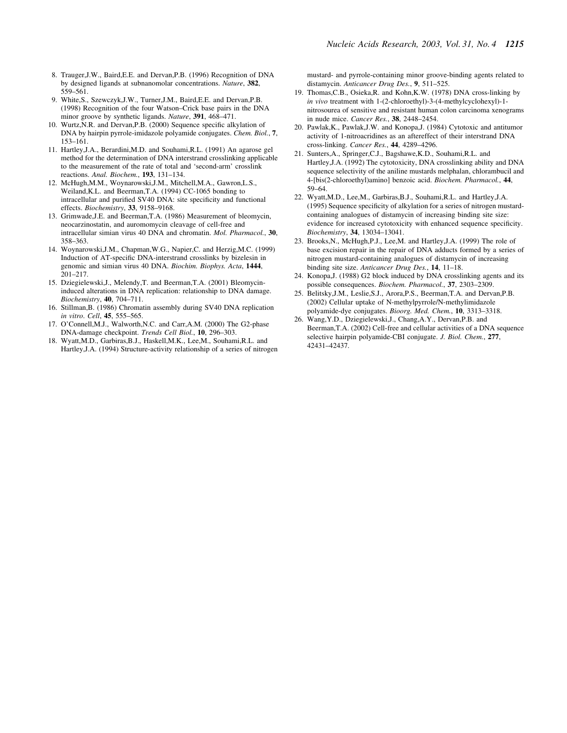8. Trauger,J.W., Baird,E.E. and Dervan,P.B. (1996) Recognition of DNA by designed ligands at subnanomolar concentrations. *Nature*, **382**, 559–561.
9. White,S., Szewczyk,J.W., Turner,J.M., Baird,E.E. and Dervan,P.B. (1998) Recognition of the four Watson–Crick base pairs in the DNA minor groove by synthetic ligands. *Nature*, **391**, 468–471.
10. Wurtz,N.R. and Dervan,P.B. (2000) Sequence specific alkylation of DNA by hairpin pyrrole-imidazole polyamide conjugates. *Chem. Biol.*, **7**, 153–161.
11. Hartley,J.A., Berardini,M.D. and Souhami,R.L. (1991) An agarose gel method for the determination of DNA interstrand crosslinking applicable to the measurement of the rate of total and 'second-arm' crosslink reactions. *Anal. Biochem.*, **193**, 131–134.
12. McHugh,M.M., Woynarowski,J.M., Mitchell,M.A., Gawron,L.S., Weiland,K.L. and Beerman,T.A. (1994) CC-1065 bonding to intracellular and purified SV40 DNA: site specificity and functional effects. *Biochemistry*, **33**, 9158–9168.
13. Grimwade,J.E. and Beerman,T.A. (1986) Measurement of bleomycin, neocarzinostatin, and auromomycin cleavage of cell-free and intracellular simian virus 40 DNA and chromatin. *Mol. Pharmacol.*, **30**, 358–363.
14. Woynarowski,J.M., Chapman,W.G., Napier,C. and Herzig,M.C. (1999) Induction of AT-specific DNA-interstrand crosslinks by bizelesin in genomic and simian virus 40 DNA. *Biochim. Biophys. Acta*, **1444**, 201–217.
15. Dziegielewski,J., Melendy,T. and Beerman,T.A. (2001) Bleomycin-induced alterations in DNA replication: relationship to DNA damage. *Biochemistry*, **40**, 704–711.
16. Stillman,B. (1986) Chromatin assembly during SV40 DNA replication *in vitro*. *Cell*, **45**, 555–565.
17. O'Connell,M.J., Walworth,N.C. and Carr,A.M. (2000) The G2-phase DNA-damage checkpoint. *Trends Cell Biol.*, **10**, 296–303.
18. Wyatt,M.D., Garbiras,B.J., Haskell,M.K., Lee,M., Souhami,R.L. and Hartley,J.A. (1994) Structure-activity relationship of a series of nitrogen mustard- and pyrrole-containing minor groove-binding agents related to distamycin. *Anticancer Drug Des.*, **9**, 511–525.
19. Thomas,C.B., Osieka,R. and Kohn,K.W. (1978) DNA cross-linking by *in vivo* treatment with 1-(2-chloroethyl)-3-(4-methylcyclohexyl)-1-nitrosourea of sensitive and resistant human colon carcinoma xenograms in nude mice. *Cancer Res.*, **38**, 2448–2454.
20. Pawlak,K., Pawlak,J.W. and Konopa,J. (1984) Cytotoxic and antitumor activity of 1-nitroacridines as an aftereffect of their interstrand DNA cross-linking. *Cancer Res.*, **44**, 4289–4296.
21. Sunters,A., Springer,C.J., Bagshawe,K.D., Souhami,R.L. and Hartley,J.A. (1992) The cytotoxicity, DNA crosslinking ability and DNA sequence selectivity of the aniline mustards melphalan, chlorambucil and 4-[bis(2-chloroethyl)amino] benzoic acid. *Biochem. Pharmacol.*, **44**, 59–64.
22. Wyatt,M.D., Lee,M., Garbiras,B.J., Souhami,R.L. and Hartley,J.A. (1995) Sequence specificity of alkylation for a series of nitrogen mustard-containing analogues of distamycin of increasing binding site size: evidence for increased cytotoxicity with enhanced sequence specificity. *Biochemistry*, **34**, 13034–13041.
23. Brooks,N., McHugh,P.J., Lee,M. and Hartley,J.A. (1999) The role of base excision repair in the repair of DNA adducts formed by a series of nitrogen mustard-containing analogues of distamycin of increasing binding site size. *Anticancer Drug Des.*, **14**, 11–18.
24. Konopa,J. (1988) G2 block induced by DNA crosslinking agents and its possible consequences. *Biochem. Pharmacol.*, **37**, 2303–2309.
25. Belitsky,J.M., Leslie,S.J., Arora,P.S., Beerman,T.A. and Dervan,P.B. (2002) Cellular uptake of N-methylpyrrole/N-methylimidazole polyamide-dye conjugates. *Bioorg. Med. Chem.*, **10**, 3313–3318.
26. Wang,Y.D., Dziegielewski,J., Chang,A.Y., Dervan,P.B. and Beerman,T.A. (2002) Cell-free and cellular activities of a DNA sequence selective hairpin polyamide-CBI conjugate. *J. Biol. Chem.*, **277**, 42431–42437.